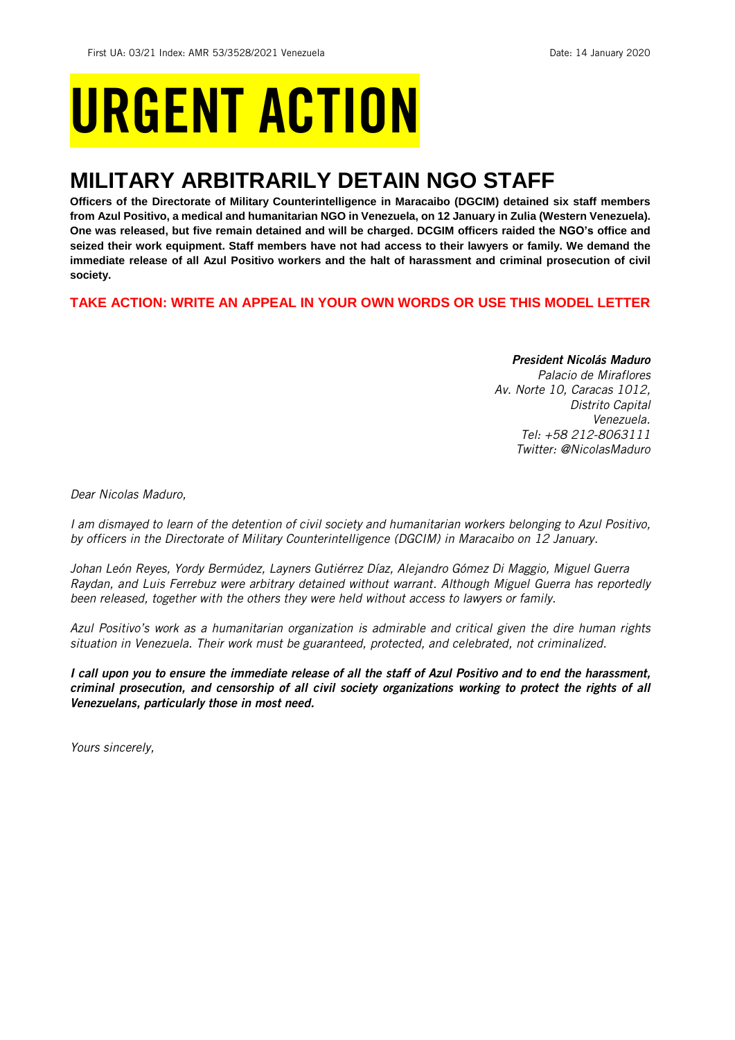First UA: 03/21 Index: AMR 53/3528/2021 Venezuela Date: 14 January 2020

# URGENT ACTION

## MILITARY ARBITRARILY DETAIN NGO STAFF

**Officers of the Directorate of Military Counterintelligence in Maracaibo (DGCIM) detained six staff members from Azul Positivo, a medical and humanitarian NGO in Venezuela, on 12 January in Zulia (Western Venezuela). One was released, but five remain detained and will be charged. DCGIM officers raided the NGO's office and seized their work equipment. Staff members have not had access to their lawyers or family. We demand the immediate release of all Azul Positivo workers and the halt of harassment and criminal prosecution of civil society.**

**TAKE ACTION: WRITE AN APPEAL IN YOUR OWN WORDS OR USE THIS MODEL LETTER**

***President Nicolás Maduro***
*Palacio de Miraflores*
*Av. Norte 10, Caracas 1012,*
*Distrito Capital*
*Venezuela.*
*Tel: +58 212-8063111*
*Twitter: @NicolasMaduro*

*Dear Nicolas Maduro,*

*I am dismayed to learn of the detention of civil society and humanitarian workers belonging to Azul Positivo, by officers in the Directorate of Military Counterintelligence (DGCIM) in Maracaibo on 12 January.*

*Johan León Reyes, Yordy Bermúdez, Layners Gutiérrez Díaz, Alejandro Gómez Di Maggio, Miguel Guerra Raydan, and Luis Ferrebuz were arbitrary detained without warrant. Although Miguel Guerra has reportedly been released, together with the others they were held without access to lawyers or family.*

*Azul Positivo's work as a humanitarian organization is admirable and critical given the dire human rights situation in Venezuela. Their work must be guaranteed, protected, and celebrated, not criminalized.*

***I call upon you to ensure the immediate release of all the staff of Azul Positivo and to end the harassment, criminal prosecution, and censorship of all civil society organizations working to protect the rights of all Venezuelans, particularly those in most need.***

*Yours sincerely,*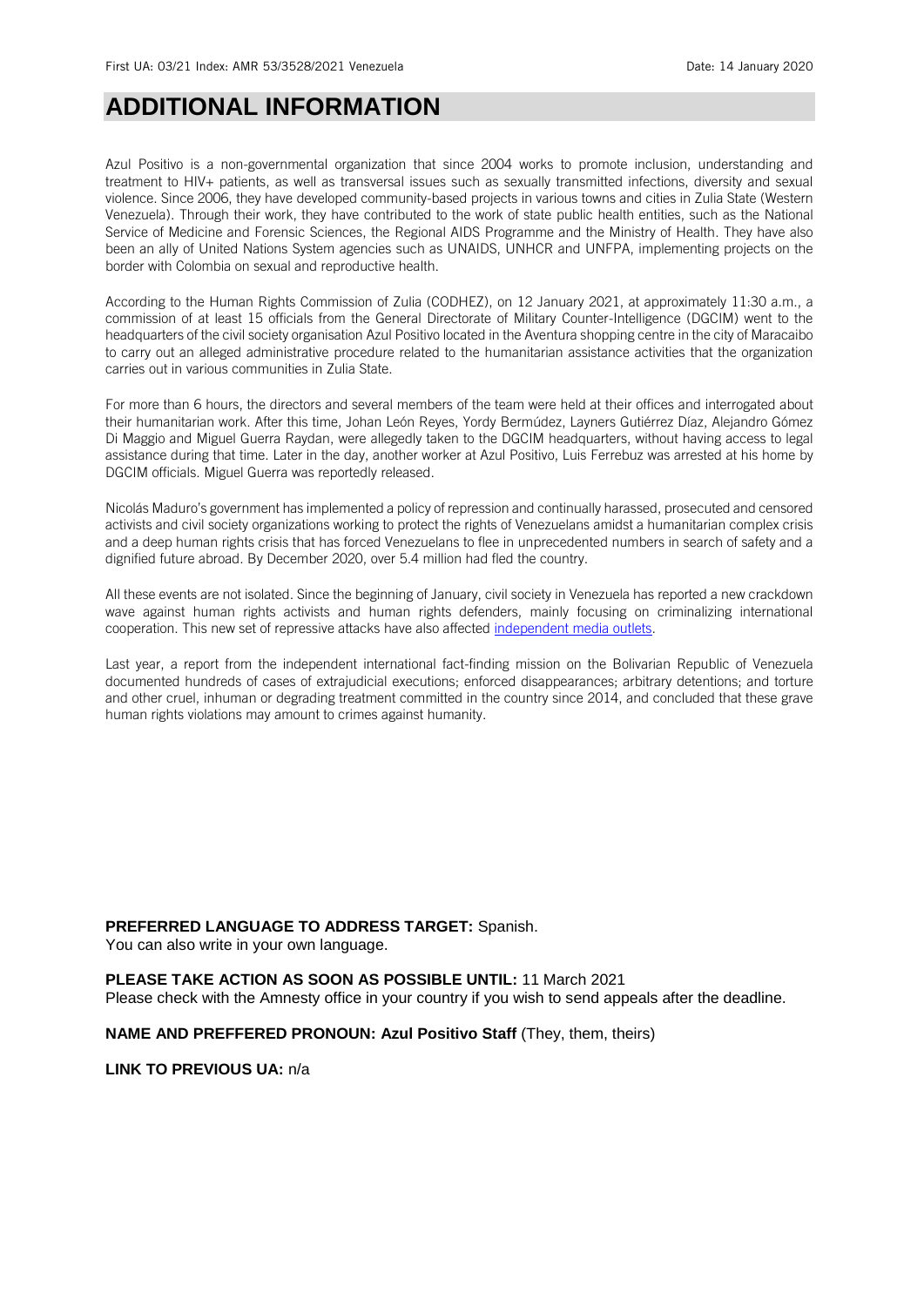# ADDITIONAL INFORMATION

Azul Positivo is a non-governmental organization that since 2004 works to promote inclusion, understanding and treatment to HIV+ patients, as well as transversal issues such as sexually transmitted infections, diversity and sexual violence. Since 2006, they have developed community-based projects in various towns and cities in Zulia State (Western Venezuela). Through their work, they have contributed to the work of state public health entities, such as the National Service of Medicine and Forensic Sciences, the Regional AIDS Programme and the Ministry of Health. They have also been an ally of United Nations System agencies such as UNAIDS, UNHCR and UNFPA, implementing projects on the border with Colombia on sexual and reproductive health.

According to the Human Rights Commission of Zulia (CODHEZ), on 12 January 2021, at approximately 11:30 a.m., a commission of at least 15 officials from the General Directorate of Military Counter-Intelligence (DGCIM) went to the headquarters of the civil society organisation Azul Positivo located in the Aventura shopping centre in the city of Maracaibo to carry out an alleged administrative procedure related to the humanitarian assistance activities that the organization carries out in various communities in Zulia State.

For more than 6 hours, the directors and several members of the team were held at their offices and interrogated about their humanitarian work. After this time, Johan León Reyes, Yordy Bermúdez, Layners Gutiérrez Díaz, Alejandro Gómez Di Maggio and Miguel Guerra Raydan, were allegedly taken to the DGCIM headquarters, without having access to legal assistance during that time. Later in the day, another worker at Azul Positivo, Luis Ferrebuz was arrested at his home by DGCIM officials. Miguel Guerra was reportedly released.

Nicolás Maduro's government has implemented a policy of repression and continually harassed, prosecuted and censored activists and civil society organizations working to protect the rights of Venezuelans amidst a humanitarian complex crisis and a deep human rights crisis that has forced Venezuelans to flee in unprecedented numbers in search of safety and a dignified future abroad. By December 2020, over 5.4 million had fled the country.

All these events are not isolated. Since the beginning of January, civil society in Venezuela has reported a new crackdown wave against human rights activists and human rights defenders, mainly focusing on criminalizing international cooperation. This new set of repressive attacks have also affected independent media outlets.

Last year, a report from the independent international fact-finding mission on the Bolivarian Republic of Venezuela documented hundreds of cases of extrajudicial executions; enforced disappearances; arbitrary detentions; and torture and other cruel, inhuman or degrading treatment committed in the country since 2014, and concluded that these grave human rights violations may amount to crimes against humanity.

**PREFERRED LANGUAGE TO ADDRESS TARGET:** Spanish.
You can also write in your own language.

**PLEASE TAKE ACTION AS SOON AS POSSIBLE UNTIL:** 11 March 2021
Please check with the Amnesty office in your country if you wish to send appeals after the deadline.

**NAME AND PREFFERED PRONOUN: Azul Positivo Staff** (They, them, theirs)

**LINK TO PREVIOUS UA:** n/a